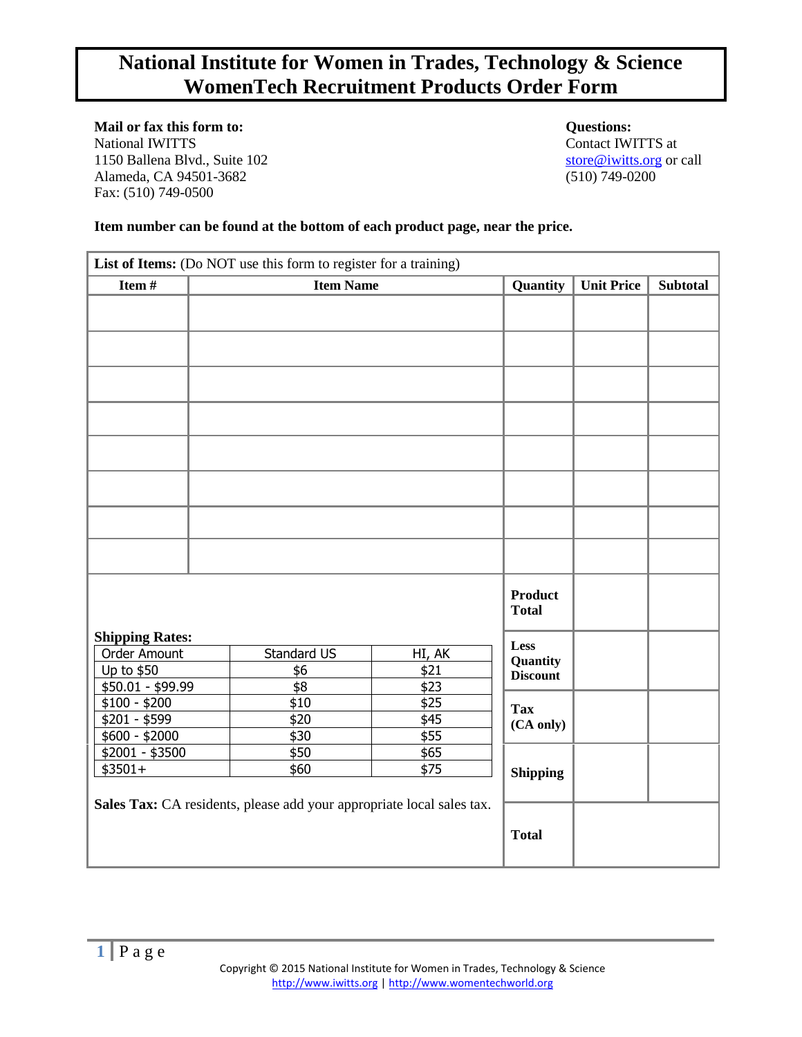# National Institute for Women in Trades, Technology & Science
# WomenTech Recruitment Products Order Form

**Mail or fax this form to:**
National IWITTS
1150 Ballena Blvd., Suite 102
Alameda, CA 94501-3682
Fax: (510) 749-0500

**Questions:**
Contact IWITTS at store@iwitts.org or call (510) 749-0200

**Item number can be found at the bottom of each product page, near the price.**

**List of Items:** (Do NOT use this form to register for a training)

| Item # | Item Name | Quantity | Unit Price | Subtotal |
|---|---|---|---|---|
| | | | | |
| | | | | |
| | | | | |
| | | | | |
| | | | | |
| | | | | |
| | | | | |
| | | | | |
| | | **Product Total** | | |
| | | **Less Quantity Discount** | | |
| | | **Tax (CA only)** | | |
| | | **Shipping** | | |
| | | **Total** | | |

**Shipping Rates:**

| Order Amount | Standard US | HI, AK |
|---|---|---|
| Up to $50 | $6 | $21 |
| $50.01 - $99.99 | $8 | $23 |
| $100 - $200 | $10 | $25 |
| $201 - $599 | $20 | $45 |
| $600 - $2000 | $30 | $55 |
| $2001 - $3500 | $50 | $65 |
| $3501+ | $60 | $75 |

**Sales Tax:** CA residents, please add your appropriate local sales tax.

Copyright © 2015 National Institute for Women in Trades, Technology & Science
http://www.iwitts.org | http://www.womentechworld.org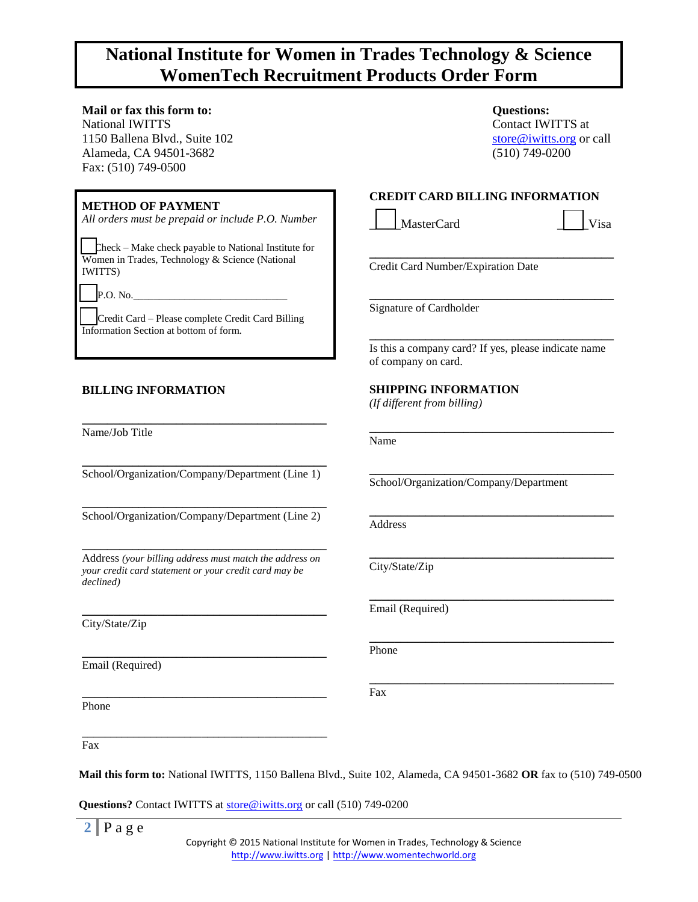# National Institute for Women in Trades Technology & Science
# WomenTech Recruitment Products Order Form

**Mail or fax this form to:**
National IWITTS
1150 Ballena Blvd., Suite 102
Alameda, CA 94501-3682
Fax: (510) 749-0500

**Questions:**
Contact IWITTS at store@iwitts.org or call (510) 749-0200

**METHOD OF PAYMENT**
*All orders must be prepaid or include P.O. Number*

☐ Check – Make check payable to National Institute for Women in Trades, Technology & Science (National IWITTS)

☐ P.O. No.______________________________

☐ Credit Card – Please complete Credit Card Billing Information Section at bottom of form.

**CREDIT CARD BILLING INFORMATION**

☐ MasterCard ☐ Visa

________________________________________
Credit Card Number/Expiration Date

________________________________________
Signature of Cardholder

________________________________________
Is this a company card? If yes, please indicate name of company on card.

**BILLING INFORMATION**

________________________________________
Name/Job Title

________________________________________
School/Organization/Company/Department (Line 1)

________________________________________
School/Organization/Company/Department (Line 2)

________________________________________
Address *(your billing address must match the address on your credit card statement or your credit card may be declined)*

________________________________________
City/State/Zip

________________________________________
Email (Required)

________________________________________
Phone

________________________________________
Fax

**SHIPPING INFORMATION**
*(If different from billing)*

________________________________________
Name

________________________________________
School/Organization/Company/Department

________________________________________
Address

________________________________________
City/State/Zip

________________________________________
Email (Required)

________________________________________
Phone

________________________________________
Fax

**Mail this form to:** National IWITTS, 1150 Ballena Blvd., Suite 102, Alameda, CA 94501-3682 **OR** fax to (510) 749-0500

**Questions?** Contact IWITTS at store@iwitts.org or call (510) 749-0200

Copyright © 2015 National Institute for Women in Trades, Technology & Science
http://www.iwitts.org | http://www.womentechworld.org